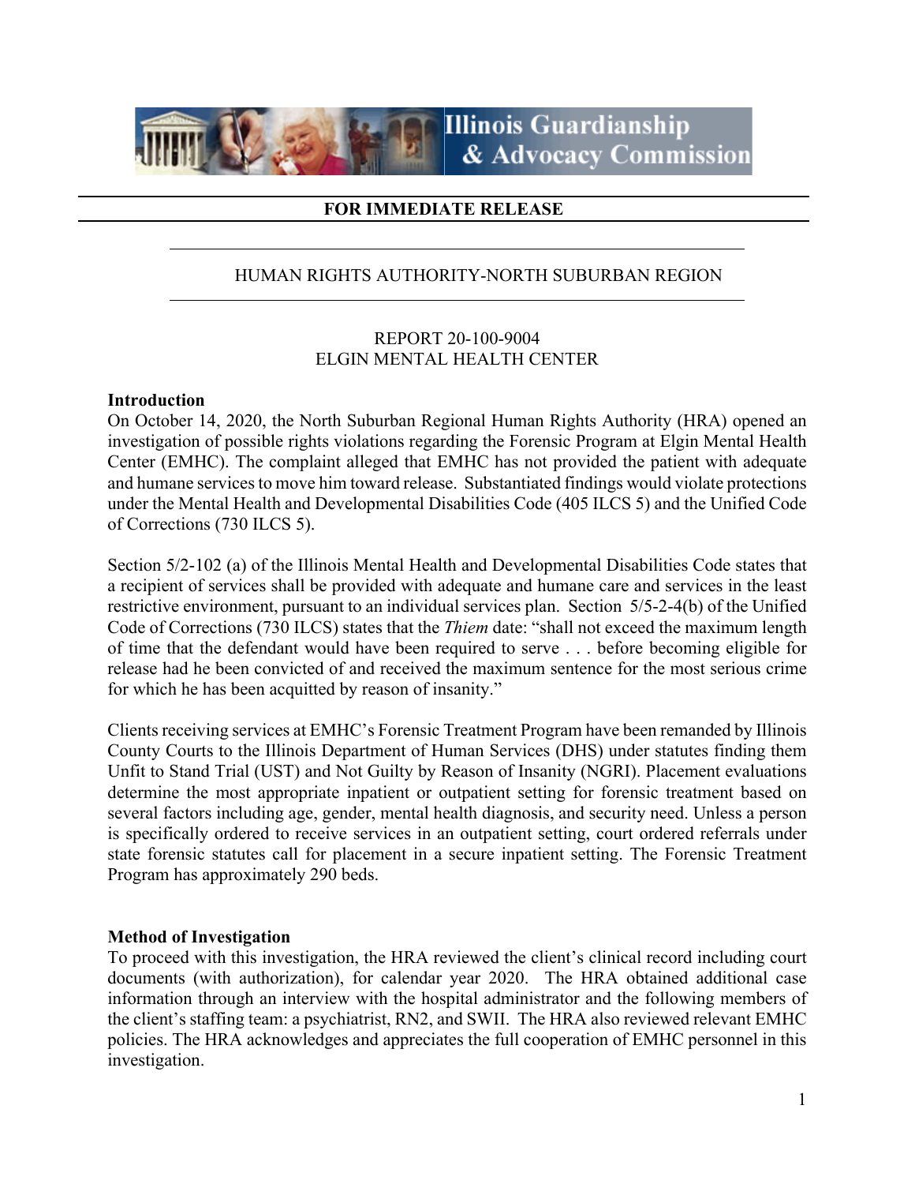Illinois Guardianship & Advocacy Commission

**FOR IMMEDIATE RELEASE**

HUMAN RIGHTS AUTHORITY-NORTH SUBURBAN REGION

REPORT 20-100-9004
ELGIN MENTAL HEALTH CENTER

## Introduction

On October 14, 2020, the North Suburban Regional Human Rights Authority (HRA) opened an investigation of possible rights violations regarding the Forensic Program at Elgin Mental Health Center (EMHC). The complaint alleged that EMHC has not provided the patient with adequate and humane services to move him toward release. Substantiated findings would violate protections under the Mental Health and Developmental Disabilities Code (405 ILCS 5) and the Unified Code of Corrections (730 ILCS 5).

Section 5/2-102 (a) of the Illinois Mental Health and Developmental Disabilities Code states that a recipient of services shall be provided with adequate and humane care and services in the least restrictive environment, pursuant to an individual services plan. Section 5/5-2-4(b) of the Unified Code of Corrections (730 ILCS) states that the *Thiem* date: "shall not exceed the maximum length of time that the defendant would have been required to serve . . . before becoming eligible for release had he been convicted of and received the maximum sentence for the most serious crime for which he has been acquitted by reason of insanity."

Clients receiving services at EMHC's Forensic Treatment Program have been remanded by Illinois County Courts to the Illinois Department of Human Services (DHS) under statutes finding them Unfit to Stand Trial (UST) and Not Guilty by Reason of Insanity (NGRI). Placement evaluations determine the most appropriate inpatient or outpatient setting for forensic treatment based on several factors including age, gender, mental health diagnosis, and security need. Unless a person is specifically ordered to receive services in an outpatient setting, court ordered referrals under state forensic statutes call for placement in a secure inpatient setting. The Forensic Treatment Program has approximately 290 beds.

## Method of Investigation

To proceed with this investigation, the HRA reviewed the client's clinical record including court documents (with authorization), for calendar year 2020. The HRA obtained additional case information through an interview with the hospital administrator and the following members of the client's staffing team: a psychiatrist, RN2, and SWII. The HRA also reviewed relevant EMHC policies. The HRA acknowledges and appreciates the full cooperation of EMHC personnel in this investigation.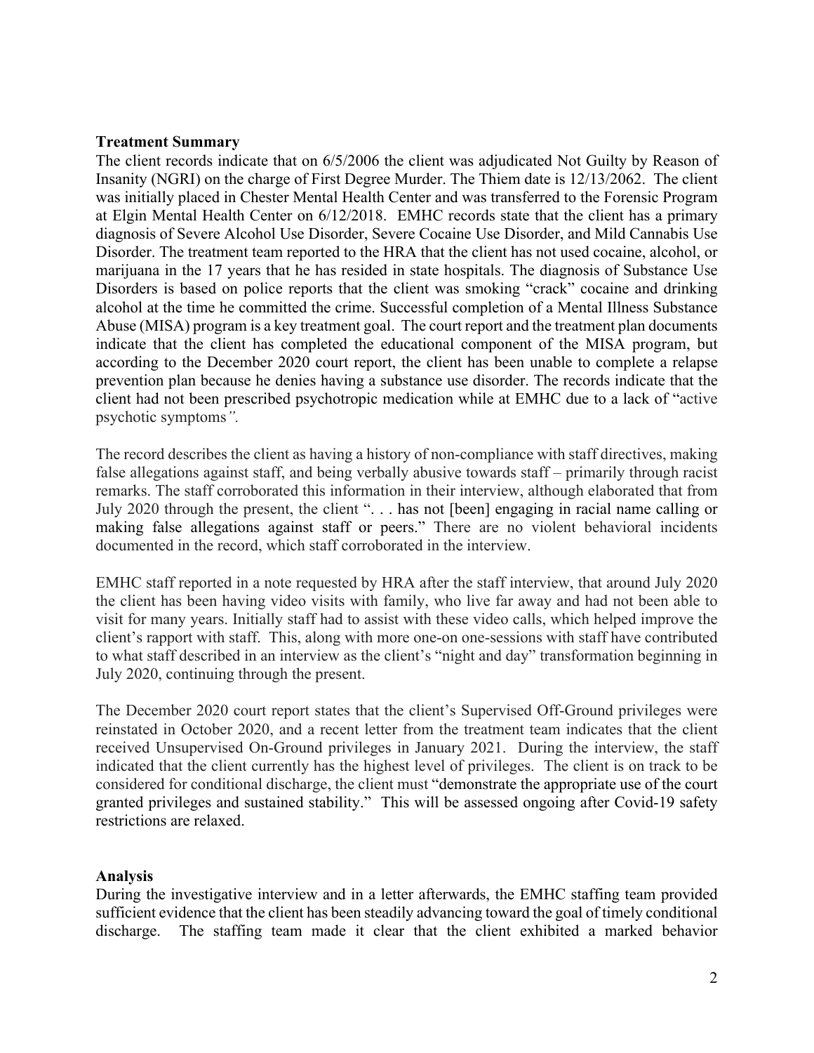**Treatment Summary**

The client records indicate that on 6/5/2006 the client was adjudicated Not Guilty by Reason of Insanity (NGRI) on the charge of First Degree Murder. The Thiem date is 12/13/2062. The client was initially placed in Chester Mental Health Center and was transferred to the Forensic Program at Elgin Mental Health Center on 6/12/2018. EMHC records state that the client has a primary diagnosis of Severe Alcohol Use Disorder, Severe Cocaine Use Disorder, and Mild Cannabis Use Disorder. The treatment team reported to the HRA that the client has not used cocaine, alcohol, or marijuana in the 17 years that he has resided in state hospitals. The diagnosis of Substance Use Disorders is based on police reports that the client was smoking "crack" cocaine and drinking alcohol at the time he committed the crime. Successful completion of a Mental Illness Substance Abuse (MISA) program is a key treatment goal. The court report and the treatment plan documents indicate that the client has completed the educational component of the MISA program, but according to the December 2020 court report, the client has been unable to complete a relapse prevention plan because he denies having a substance use disorder. The records indicate that the client had not been prescribed psychotropic medication while at EMHC due to a lack of "active psychotic symptoms*"*.

The record describes the client as having a history of non-compliance with staff directives, making false allegations against staff, and being verbally abusive towards staff – primarily through racist remarks. The staff corroborated this information in their interview, although elaborated that from July 2020 through the present, the client ". . . has not [been] engaging in racial name calling or making false allegations against staff or peers." There are no violent behavioral incidents documented in the record, which staff corroborated in the interview.

EMHC staff reported in a note requested by HRA after the staff interview, that around July 2020 the client has been having video visits with family, who live far away and had not been able to visit for many years. Initially staff had to assist with these video calls, which helped improve the client's rapport with staff. This, along with more one-on one-sessions with staff have contributed to what staff described in an interview as the client's "night and day" transformation beginning in July 2020, continuing through the present.

The December 2020 court report states that the client's Supervised Off-Ground privileges were reinstated in October 2020, and a recent letter from the treatment team indicates that the client received Unsupervised On-Ground privileges in January 2021. During the interview, the staff indicated that the client currently has the highest level of privileges. The client is on track to be considered for conditional discharge, the client must "demonstrate the appropriate use of the court granted privileges and sustained stability." This will be assessed ongoing after Covid-19 safety restrictions are relaxed.

**Analysis**

During the investigative interview and in a letter afterwards, the EMHC staffing team provided sufficient evidence that the client has been steadily advancing toward the goal of timely conditional discharge. The staffing team made it clear that the client exhibited a marked behavior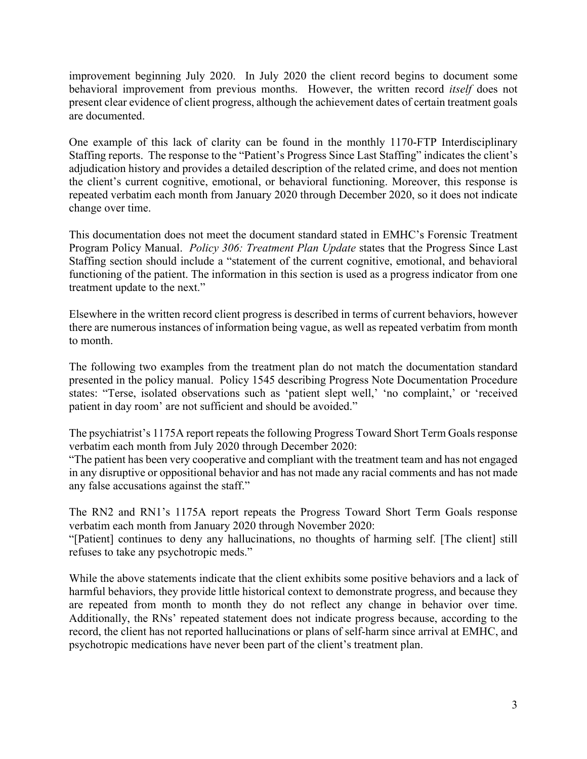improvement beginning July 2020. In July 2020 the client record begins to document some behavioral improvement from previous months. However, the written record *itself* does not present clear evidence of client progress, although the achievement dates of certain treatment goals are documented.

One example of this lack of clarity can be found in the monthly 1170-FTP Interdisciplinary Staffing reports. The response to the "Patient's Progress Since Last Staffing" indicates the client's adjudication history and provides a detailed description of the related crime, and does not mention the client's current cognitive, emotional, or behavioral functioning. Moreover, this response is repeated verbatim each month from January 2020 through December 2020, so it does not indicate change over time.

This documentation does not meet the document standard stated in EMHC's Forensic Treatment Program Policy Manual. *Policy 306: Treatment Plan Update* states that the Progress Since Last Staffing section should include a "statement of the current cognitive, emotional, and behavioral functioning of the patient. The information in this section is used as a progress indicator from one treatment update to the next."

Elsewhere in the written record client progress is described in terms of current behaviors, however there are numerous instances of information being vague, as well as repeated verbatim from month to month.

The following two examples from the treatment plan do not match the documentation standard presented in the policy manual. Policy 1545 describing Progress Note Documentation Procedure states: "Terse, isolated observations such as 'patient slept well,' 'no complaint,' or 'received patient in day room' are not sufficient and should be avoided."

The psychiatrist's 1175A report repeats the following Progress Toward Short Term Goals response verbatim each month from July 2020 through December 2020:
"The patient has been very cooperative and compliant with the treatment team and has not engaged in any disruptive or oppositional behavior and has not made any racial comments and has not made any false accusations against the staff."

The RN2 and RN1's 1175A report repeats the Progress Toward Short Term Goals response verbatim each month from January 2020 through November 2020:
"[Patient] continues to deny any hallucinations, no thoughts of harming self. [The client] still refuses to take any psychotropic meds."

While the above statements indicate that the client exhibits some positive behaviors and a lack of harmful behaviors, they provide little historical context to demonstrate progress, and because they are repeated from month to month they do not reflect any change in behavior over time. Additionally, the RNs' repeated statement does not indicate progress because, according to the record, the client has not reported hallucinations or plans of self-harm since arrival at EMHC, and psychotropic medications have never been part of the client's treatment plan.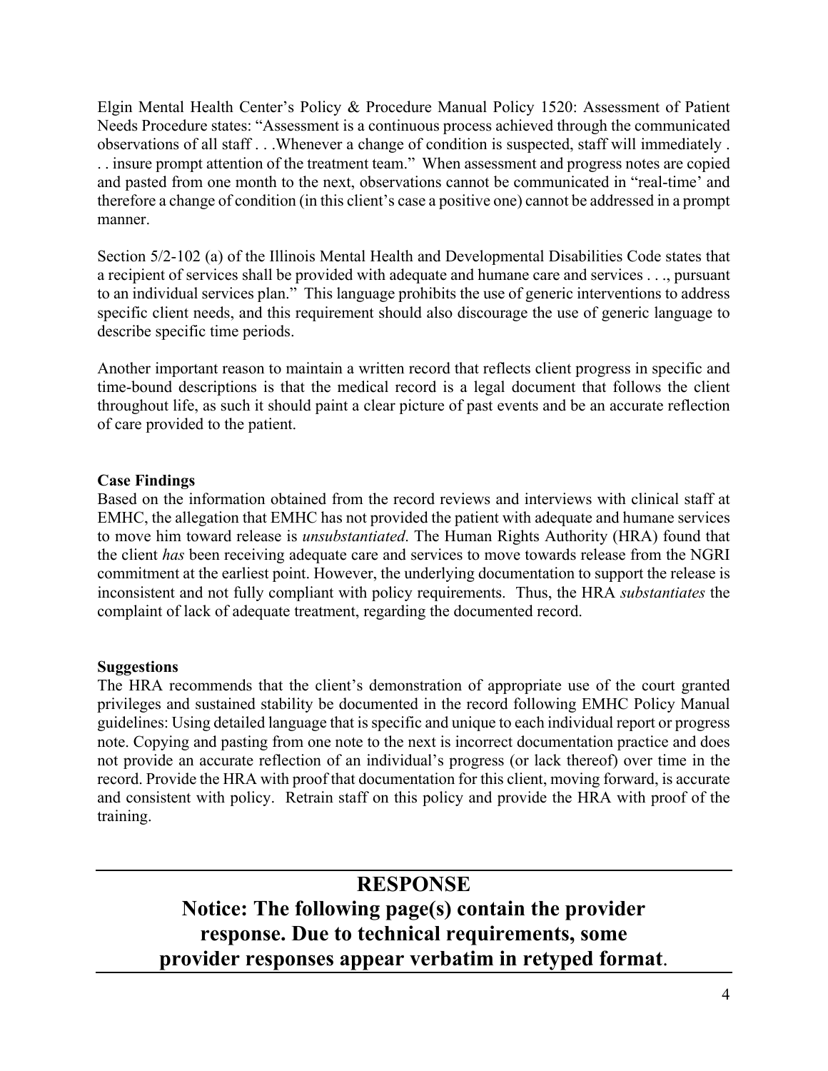Elgin Mental Health Center's Policy & Procedure Manual Policy 1520: Assessment of Patient Needs Procedure states: "Assessment is a continuous process achieved through the communicated observations of all staff . . .Whenever a change of condition is suspected, staff will immediately . . . insure prompt attention of the treatment team." When assessment and progress notes are copied and pasted from one month to the next, observations cannot be communicated in "real-time' and therefore a change of condition (in this client's case a positive one) cannot be addressed in a prompt manner.

Section 5/2-102 (a) of the Illinois Mental Health and Developmental Disabilities Code states that a recipient of services shall be provided with adequate and humane care and services . . ., pursuant to an individual services plan." This language prohibits the use of generic interventions to address specific client needs, and this requirement should also discourage the use of generic language to describe specific time periods.

Another important reason to maintain a written record that reflects client progress in specific and time-bound descriptions is that the medical record is a legal document that follows the client throughout life, as such it should paint a clear picture of past events and be an accurate reflection of care provided to the patient.

**Case Findings**

Based on the information obtained from the record reviews and interviews with clinical staff at EMHC, the allegation that EMHC has not provided the patient with adequate and humane services to move him toward release is *unsubstantiated*. The Human Rights Authority (HRA) found that the client *has* been receiving adequate care and services to move towards release from the NGRI commitment at the earliest point. However, the underlying documentation to support the release is inconsistent and not fully compliant with policy requirements. Thus, the HRA *substantiates* the complaint of lack of adequate treatment, regarding the documented record.

**Suggestions**

The HRA recommends that the client's demonstration of appropriate use of the court granted privileges and sustained stability be documented in the record following EMHC Policy Manual guidelines: Using detailed language that is specific and unique to each individual report or progress note. Copying and pasting from one note to the next is incorrect documentation practice and does not provide an accurate reflection of an individual's progress (or lack thereof) over time in the record. Provide the HRA with proof that documentation for this client, moving forward, is accurate and consistent with policy. Retrain staff on this policy and provide the HRA with proof of the training.

---

## RESPONSE

## Notice: The following page(s) contain the provider response. Due to technical requirements, some provider responses appear verbatim in retyped format.

---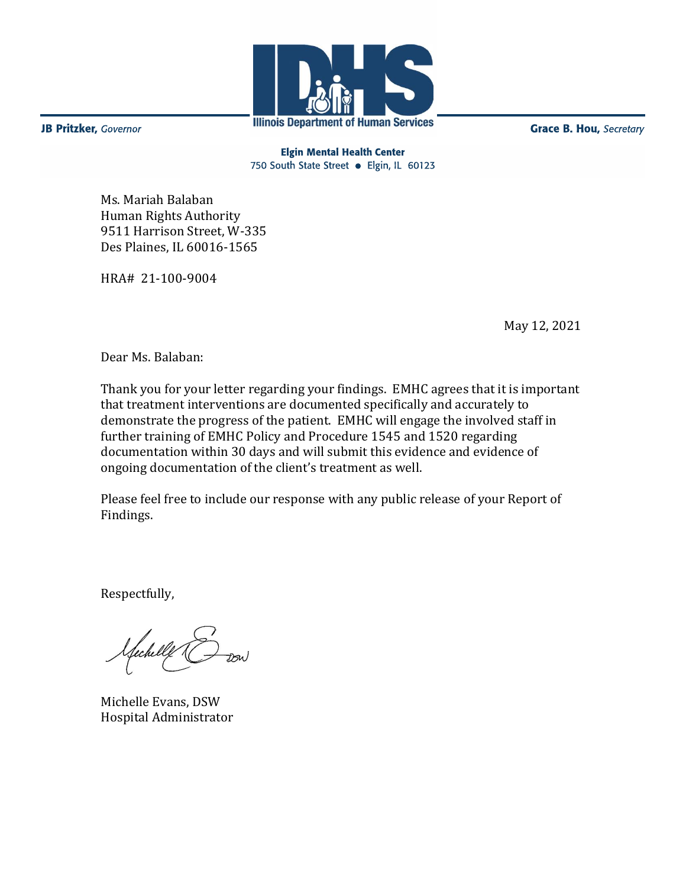JB Pritzker, *Governor*

Illinois Department of Human Services

Grace B. Hou, *Secretary*

**Elgin Mental Health Center**
750 South State Street • Elgin, IL 60123

Ms. Mariah Balaban
Human Rights Authority
9511 Harrison Street, W-335
Des Plaines, IL 60016-1565

HRA# 21-100-9004

May 12, 2021

Dear Ms. Balaban:

Thank you for your letter regarding your findings. EMHC agrees that it is important that treatment interventions are documented specifically and accurately to demonstrate the progress of the patient. EMHC will engage the involved staff in further training of EMHC Policy and Procedure 1545 and 1520 regarding documentation within 30 days and will submit this evidence and evidence of ongoing documentation of the client's treatment as well.

Please feel free to include our response with any public release of your Report of Findings.

Respectfully,

Michelle Evans, DSW
Hospital Administrator